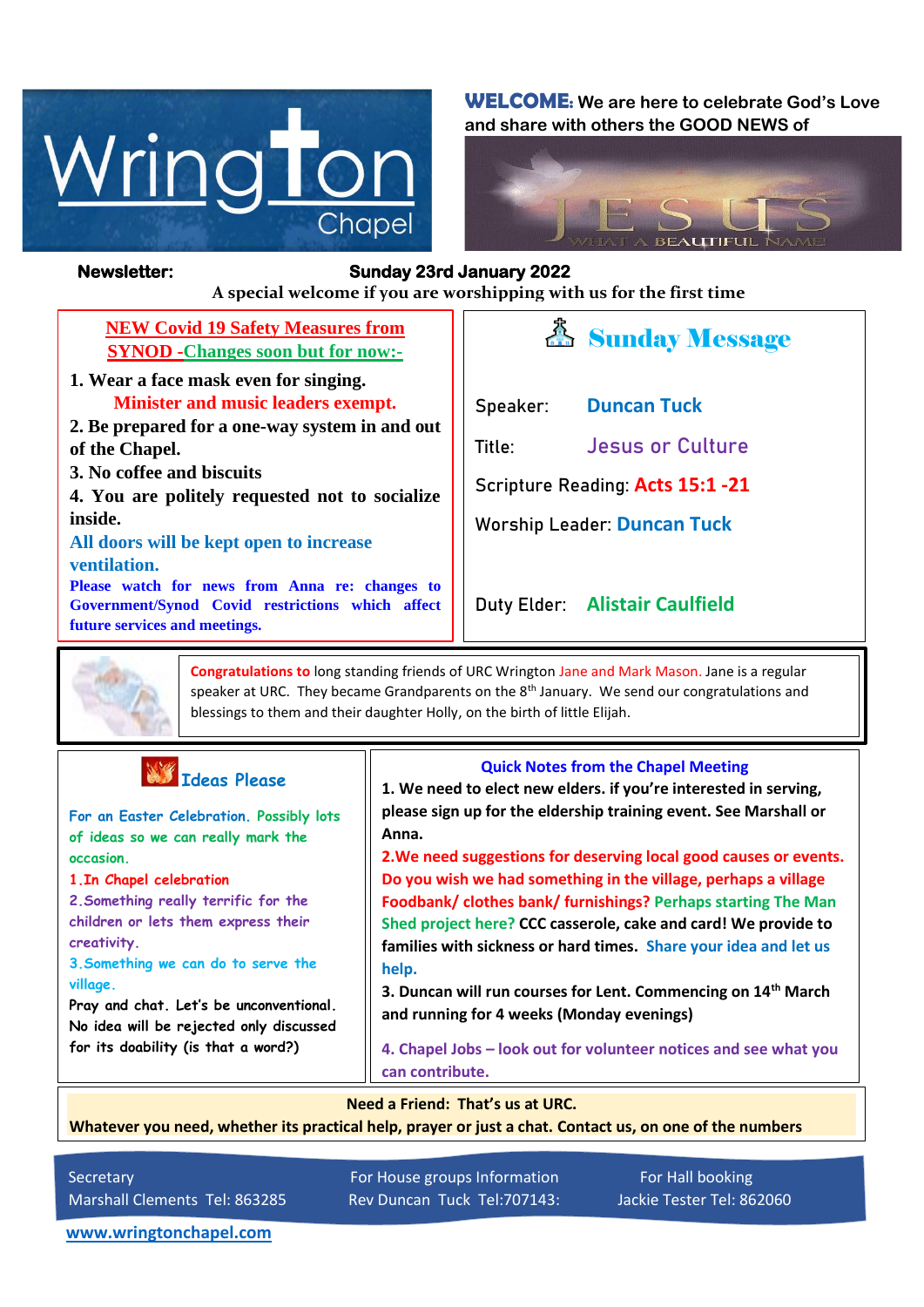# Wrington Chapel

**WELCOME:** We are here to celebrate God's Love and share with others the GOOD NEWS of JESUS

WHAT A BEAUTIFUL NAME!

**Newsletter:** **Sunday 23rd January 2022**

**A special welcome if you are worshipping with us for the first time**

## NEW Covid 19 Safety Measures from SYNOD -Changes soon but for now:-

1. **Wear a face mask even for singing.**
   **Minister and music leaders exempt.**
2. **Be prepared for a one-way system in and out of the Chapel.**
3. **No coffee and biscuits**
4. **You are politely requested not to socialize inside.**

**All doors will be kept open to increase ventilation.**

**Please watch for news from Anna re: changes to Government/Synod Covid restrictions which affect future services and meetings.**

## Sunday Message

Speaker: **Duncan Tuck**

Title: **Jesus or Culture**

Scripture Reading: **Acts 15:1 -21**

Worship Leader: **Duncan Tuck**

Duty Elder: **Alistair Caulfield**

**Congratulations to** long standing friends of URC Wrington Jane and Mark Mason. Jane is a regular speaker at URC. They became Grandparents on the 8th January. We send our congratulations and blessings to them and their daughter Holly, on the birth of little Elijah.

## Ideas Please

For an Easter Celebration. Possibly lots of ideas so we can really mark the occasion.

1. In Chapel celebration
2. Something really terrific for the children or lets them express their creativity.
3. Something we can do to serve the village.

Pray and chat. Let's be unconventional. No idea will be rejected only discussed for its doability (is that a word?)

## Quick Notes from the Chapel Meeting

1. **We need to elect new elders. if you're interested in serving, please sign up for the eldership training event. See Marshall or Anna.**
2. **We need suggestions for deserving local good causes or events. Do you wish we had something in the village, perhaps a village Foodbank/ clothes bank/ furnishings? Perhaps starting The Man Shed project here? CCC casserole, cake and card! We provide to families with sickness or hard times. Share your idea and let us help.**
3. **Duncan will run courses for Lent. Commencing on 14th March and running for 4 weeks (Monday evenings)**
4. **Chapel Jobs – look out for volunteer notices and see what you can contribute.**

**Need a Friend: That's us at URC.**
**Whatever you need, whether its practical help, prayer or just a chat. Contact us, on one of the numbers**

Secretary
Marshall Clements Tel: 863285

For House groups Information
Rev Duncan Tuck Tel:707143:

For Hall booking
Jackie Tester Tel: 862060

www.wringtonchapel.com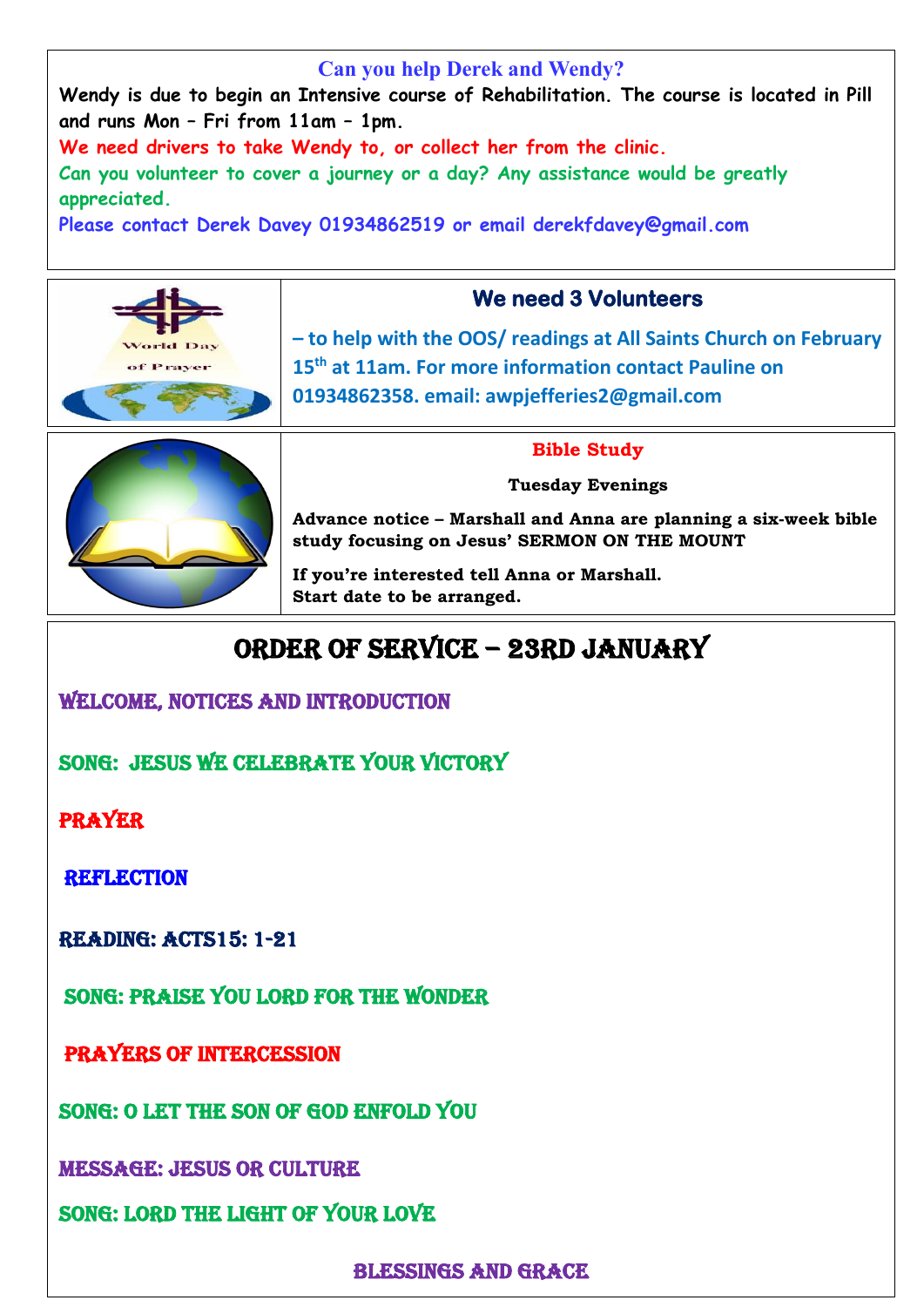## Can you help Derek and Wendy?

**Wendy is due to begin an Intensive course of Rehabilitation. The course is located in Pill and runs Mon – Fri from 11am – 1pm.**

**We need drivers to take Wendy to, or collect her from the clinic.**

**Can you volunteer to cover a journey or a day? Any assistance would be greatly appreciated.**

**Please contact Derek Davey 01934862519 or email derekfdavey@gmail.com**

World Day of Prayer

## We need 3 Volunteers

**– to help with the OOS/ readings at All Saints Church on February 15th at 11am. For more information contact Pauline on 01934862358. email: awpjefferies2@gmail.com**

## Bible Study

**Tuesday Evenings**

**Advance notice – Marshall and Anna are planning a six-week bible study focusing on Jesus' SERMON ON THE MOUNT**

**If you're interested tell Anna or Marshall.**
**Start date to be arranged.**

# ORDER OF SERVICE – 23RD JANUARY

WELCOME, NOTICES AND INTRODUCTION

SONG: JESUS WE CELEBRATE YOUR VICTORY

PRAYER

REFLECTION

READING: ACTS15: 1-21

SONG: PRAISE YOU LORD FOR THE WONDER

PRAYERS OF INTERCESSION

SONG: O LET THE SON OF GOD ENFOLD YOU

MESSAGE: JESUS OR CULTURE

SONG: LORD THE LIGHT OF YOUR LOVE

BLESSINGS AND GRACE